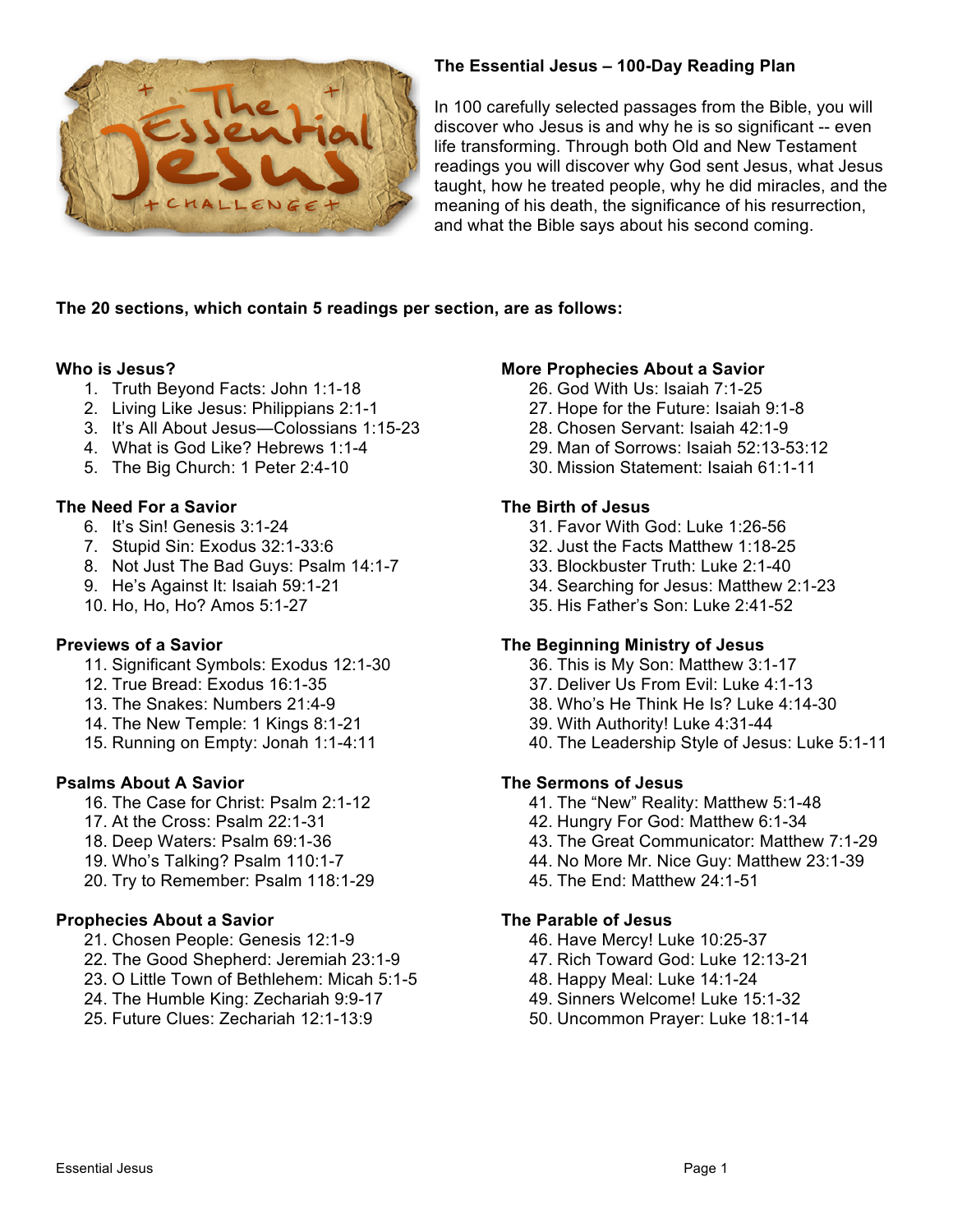# The Essential Jesus – 100-Day Reading Plan

In 100 carefully selected passages from the Bible, you will discover who Jesus is and why he is so significant -- even life transforming. Through both Old and New Testament readings you will discover why God sent Jesus, what Jesus taught, how he treated people, why he did miracles, and the meaning of his death, the significance of his resurrection, and what the Bible says about his second coming.

**The 20 sections, which contain 5 readings per section, are as follows:**

**Who is Jesus?**

1. Truth Beyond Facts: John 1:1-18
2. Living Like Jesus: Philippians 2:1-1
3. It's All About Jesus—Colossians 1:15-23
4. What is God Like? Hebrews 1:1-4
5. The Big Church: 1 Peter 2:4-10

**The Need For a Savior**

6. It's Sin! Genesis 3:1-24
7. Stupid Sin: Exodus 32:1-33:6
8. Not Just The Bad Guys: Psalm 14:1-7
9. He's Against It: Isaiah 59:1-21
10. Ho, Ho, Ho? Amos 5:1-27

**Previews of a Savior**

11. Significant Symbols: Exodus 12:1-30
12. True Bread: Exodus 16:1-35
13. The Snakes: Numbers 21:4-9
14. The New Temple: 1 Kings 8:1-21
15. Running on Empty: Jonah 1:1-4:11

**Psalms About A Savior**

16. The Case for Christ: Psalm 2:1-12
17. At the Cross: Psalm 22:1-31
18. Deep Waters: Psalm 69:1-36
19. Who's Talking? Psalm 110:1-7
20. Try to Remember: Psalm 118:1-29

**Prophecies About a Savior**

21. Chosen People: Genesis 12:1-9
22. The Good Shepherd: Jeremiah 23:1-9
23. O Little Town of Bethlehem: Micah 5:1-5
24. The Humble King: Zechariah 9:9-17
25. Future Clues: Zechariah 12:1-13:9

**More Prophecies About a Savior**

26. God With Us: Isaiah 7:1-25
27. Hope for the Future: Isaiah 9:1-8
28. Chosen Servant: Isaiah 42:1-9
29. Man of Sorrows: Isaiah 52:13-53:12
30. Mission Statement: Isaiah 61:1-11

**The Birth of Jesus**

31. Favor With God: Luke 1:26-56
32. Just the Facts Matthew 1:18-25
33. Blockbuster Truth: Luke 2:1-40
34. Searching for Jesus: Matthew 2:1-23
35. His Father's Son: Luke 2:41-52

**The Beginning Ministry of Jesus**

36. This is My Son: Matthew 3:1-17
37. Deliver Us From Evil: Luke 4:1-13
38. Who's He Think He Is? Luke 4:14-30
39. With Authority! Luke 4:31-44
40. The Leadership Style of Jesus: Luke 5:1-11

**The Sermons of Jesus**

41. The "New" Reality: Matthew 5:1-48
42. Hungry For God: Matthew 6:1-34
43. The Great Communicator: Matthew 7:1-29
44. No More Mr. Nice Guy: Matthew 23:1-39
45. The End: Matthew 24:1-51

**The Parable of Jesus**

46. Have Mercy! Luke 10:25-37
47. Rich Toward God: Luke 12:13-21
48. Happy Meal: Luke 14:1-24
49. Sinners Welcome! Luke 15:1-32
50. Uncommon Prayer: Luke 18:1-14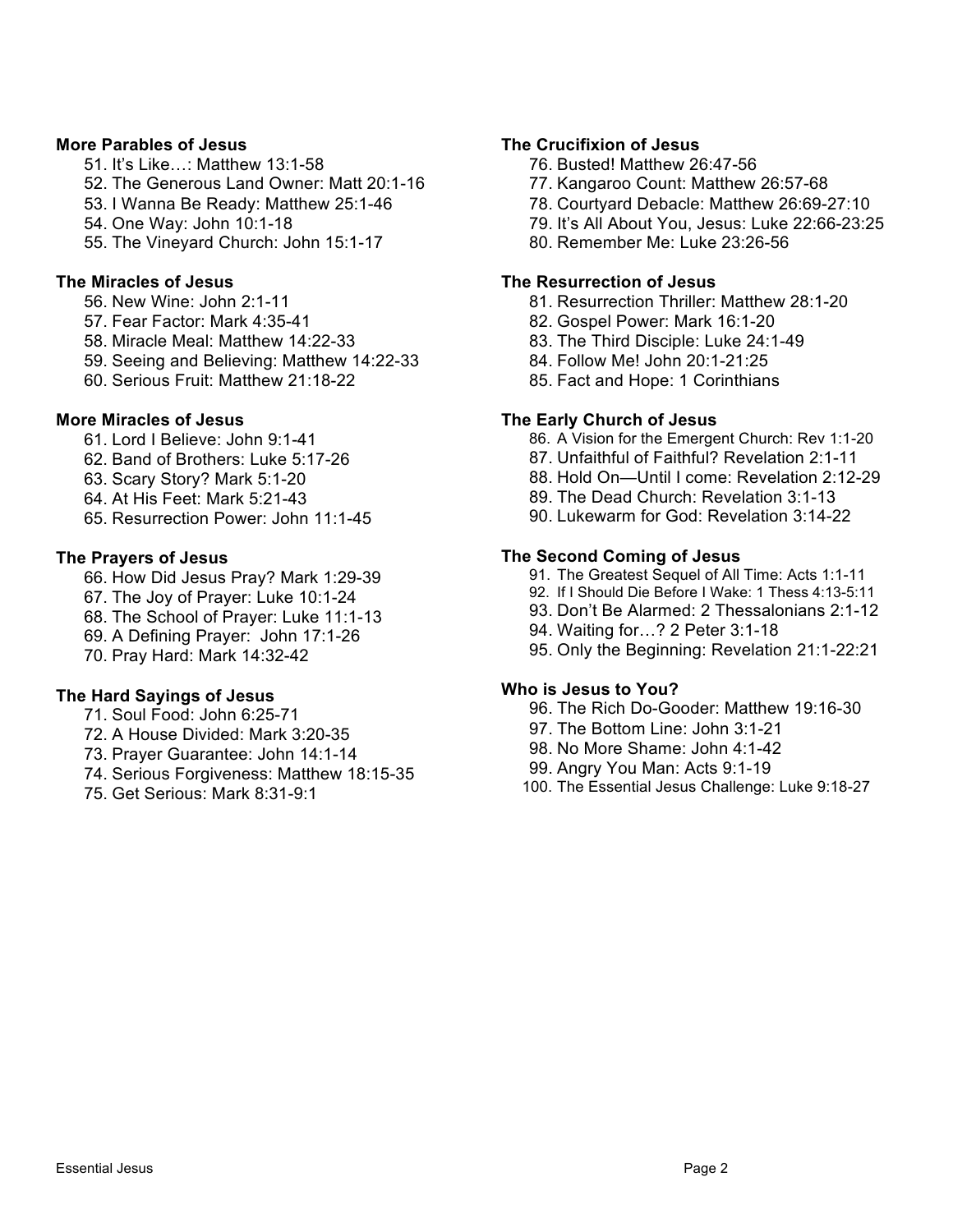**More Parables of Jesus**

51. It's Like…: Matthew 13:1-58
52. The Generous Land Owner: Matt 20:1-16
53. I Wanna Be Ready: Matthew 25:1-46
54. One Way: John 10:1-18
55. The Vineyard Church: John 15:1-17

**The Miracles of Jesus**

56. New Wine: John 2:1-11
57. Fear Factor: Mark 4:35-41
58. Miracle Meal: Matthew 14:22-33
59. Seeing and Believing: Matthew 14:22-33
60. Serious Fruit: Matthew 21:18-22

**More Miracles of Jesus**

61. Lord I Believe: John 9:1-41
62. Band of Brothers: Luke 5:17-26
63. Scary Story? Mark 5:1-20
64. At His Feet: Mark 5:21-43
65. Resurrection Power: John 11:1-45

**The Prayers of Jesus**

66. How Did Jesus Pray? Mark 1:29-39
67. The Joy of Prayer: Luke 10:1-24
68. The School of Prayer: Luke 11:1-13
69. A Defining Prayer: John 17:1-26
70. Pray Hard: Mark 14:32-42

**The Hard Sayings of Jesus**

71. Soul Food: John 6:25-71
72. A House Divided: Mark 3:20-35
73. Prayer Guarantee: John 14:1-14
74. Serious Forgiveness: Matthew 18:15-35
75. Get Serious: Mark 8:31-9:1

**The Crucifixion of Jesus**

76. Busted! Matthew 26:47-56
77. Kangaroo Count: Matthew 26:57-68
78. Courtyard Debacle: Matthew 26:69-27:10
79. It's All About You, Jesus: Luke 22:66-23:25
80. Remember Me: Luke 23:26-56

**The Resurrection of Jesus**

81. Resurrection Thriller: Matthew 28:1-20
82. Gospel Power: Mark 16:1-20
83. The Third Disciple: Luke 24:1-49
84. Follow Me! John 20:1-21:25
85. Fact and Hope: 1 Corinthians

**The Early Church of Jesus**

86. A Vision for the Emergent Church: Rev 1:1-20
87. Unfaithful of Faithful? Revelation 2:1-11
88. Hold On—Until I come: Revelation 2:12-29
89. The Dead Church: Revelation 3:1-13
90. Lukewarm for God: Revelation 3:14-22

**The Second Coming of Jesus**

91. The Greatest Sequel of All Time: Acts 1:1-11
92. If I Should Die Before I Wake: 1 Thess 4:13-5:11
93. Don't Be Alarmed: 2 Thessalonians 2:1-12
94. Waiting for…? 2 Peter 3:1-18
95. Only the Beginning: Revelation 21:1-22:21

**Who is Jesus to You?**

96. The Rich Do-Gooder: Matthew 19:16-30
97. The Bottom Line: John 3:1-21
98. No More Shame: John 4:1-42
99. Angry You Man: Acts 9:1-19
100. The Essential Jesus Challenge: Luke 9:18-27